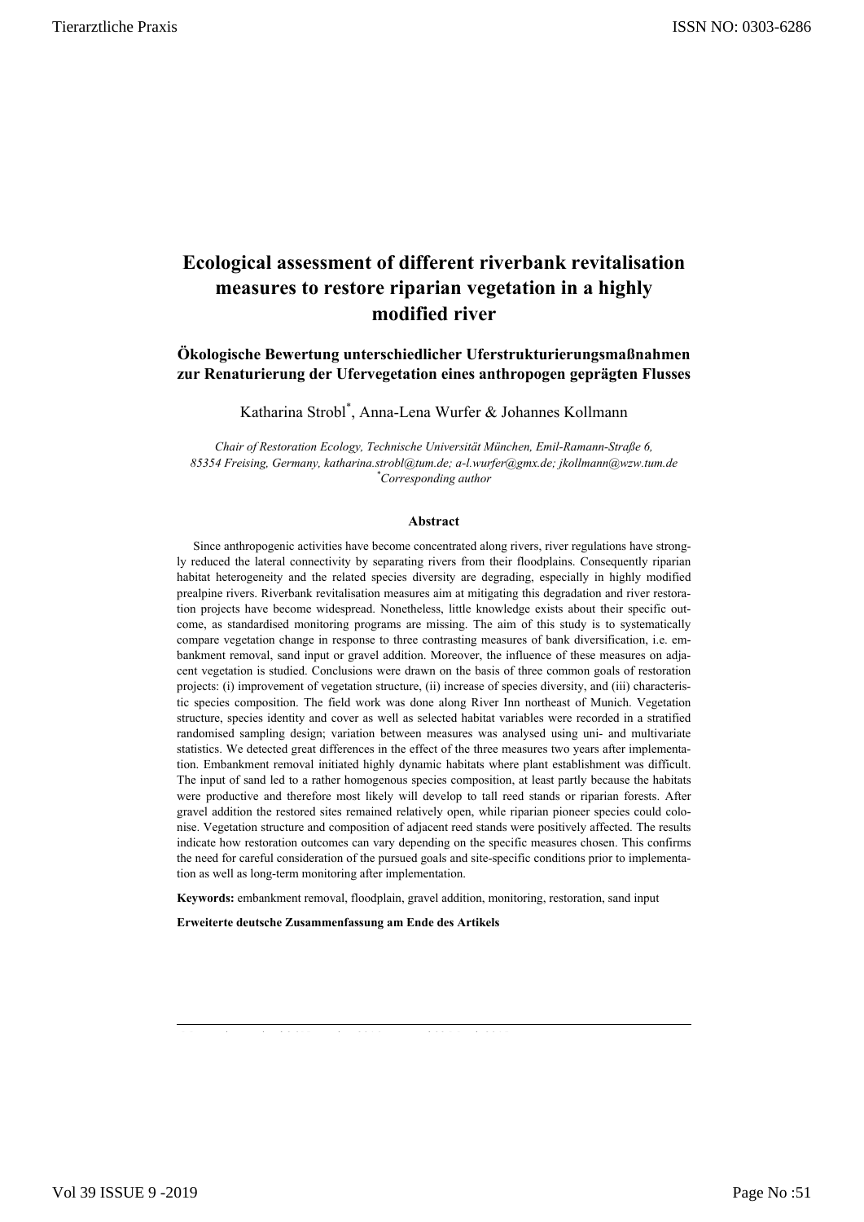# Ecological assessment of different riverbank revitalisation measures to restore riparian vegetation in a highly modified river

## Ökologische Bewertung unterschiedlicher Uferstrukturierungsmaßnahmen zur Renaturierung der Ufervegetation eines anthropogen geprägten Flusses

Katharina Strobl*, Anna-Lena Wurfer & Johannes Kollmann

*Chair of Restoration Ecology, Technische Universität München, Emil-Ramann-Straße 6, 85354 Freising, Germany, katharina.strobl@tum.de; a-l.wurfer@gmx.de; jkollmann@wzw.tum.de*
*\*Corresponding author*

### Abstract

Since anthropogenic activities have become concentrated along rivers, river regulations have strongly reduced the lateral connectivity by separating rivers from their floodplains. Consequently riparian habitat heterogeneity and the related species diversity are degrading, especially in highly modified prealpine rivers. Riverbank revitalisation measures aim at mitigating this degradation and river restoration projects have become widespread. Nonetheless, little knowledge exists about their specific outcome, as standardised monitoring programs are missing. The aim of this study is to systematically compare vegetation change in response to three contrasting measures of bank diversification, i.e. embankment removal, sand input or gravel addition. Moreover, the influence of these measures on adjacent vegetation is studied. Conclusions were drawn on the basis of three common goals of restoration projects: (i) improvement of vegetation structure, (ii) increase of species diversity, and (iii) characteristic species composition. The field work was done along River Inn northeast of Munich. Vegetation structure, species identity and cover as well as selected habitat variables were recorded in a stratified randomised sampling design; variation between measures was analysed using uni- and multivariate statistics. We detected great differences in the effect of the three measures two years after implementation. Embankment removal initiated highly dynamic habitats where plant establishment was difficult. The input of sand led to a rather homogenous species composition, at least partly because the habitats were productive and therefore most likely will develop to tall reed stands or riparian forests. After gravel addition the restored sites remained relatively open, while riparian pioneer species could colonise. Vegetation structure and composition of adjacent reed stands were positively affected. The results indicate how restoration outcomes can vary depending on the specific measures chosen. This confirms the need for careful consideration of the pursued goals and site-specific conditions prior to implementation as well as long-term monitoring after implementation.

**Keywords:** embankment removal, floodplain, gravel addition, monitoring, restoration, sand input

**Erweiterte deutsche Zusammenfassung am Ende des Artikels**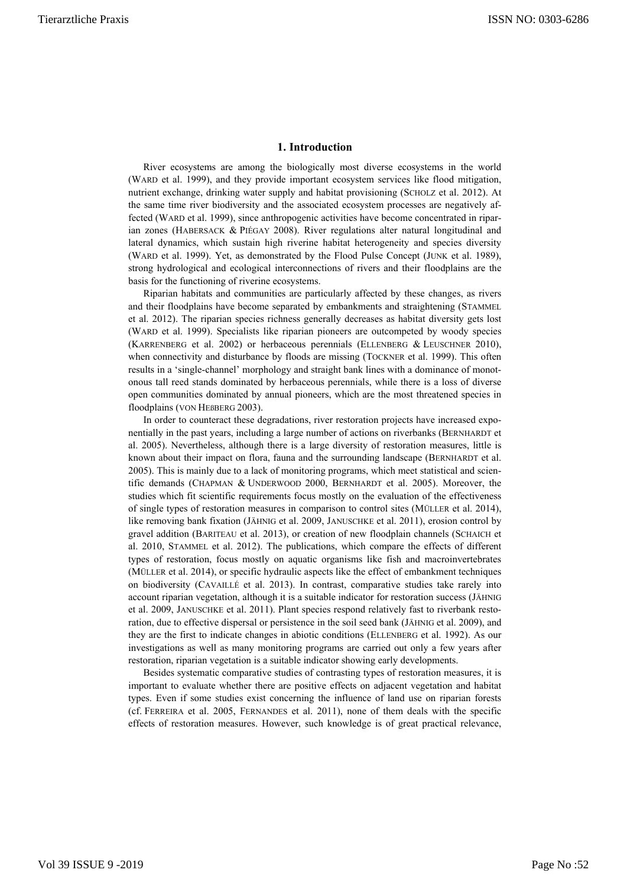## 1. Introduction

River ecosystems are among the biologically most diverse ecosystems in the world (WARD et al. 1999), and they provide important ecosystem services like flood mitigation, nutrient exchange, drinking water supply and habitat provisioning (SCHOLZ et al. 2012). At the same time river biodiversity and the associated ecosystem processes are negatively affected (WARD et al. 1999), since anthropogenic activities have become concentrated in riparian zones (HABERSACK & PIÉGAY 2008). River regulations alter natural longitudinal and lateral dynamics, which sustain high riverine habitat heterogeneity and species diversity (WARD et al. 1999). Yet, as demonstrated by the Flood Pulse Concept (JUNK et al. 1989), strong hydrological and ecological interconnections of rivers and their floodplains are the basis for the functioning of riverine ecosystems.

Riparian habitats and communities are particularly affected by these changes, as rivers and their floodplains have become separated by embankments and straightening (STAMMEL et al. 2012). The riparian species richness generally decreases as habitat diversity gets lost (WARD et al. 1999). Specialists like riparian pioneers are outcompeted by woody species (KARRENBERG et al. 2002) or herbaceous perennials (ELLENBERG & LEUSCHNER 2010), when connectivity and disturbance by floods are missing (TOCKNER et al. 1999). This often results in a 'single-channel' morphology and straight bank lines with a dominance of monotonous tall reed stands dominated by herbaceous perennials, while there is a loss of diverse open communities dominated by annual pioneers, which are the most threatened species in floodplains (VON HEßBERG 2003).

In order to counteract these degradations, river restoration projects have increased exponentially in the past years, including a large number of actions on riverbanks (BERNHARDT et al. 2005). Nevertheless, although there is a large diversity of restoration measures, little is known about their impact on flora, fauna and the surrounding landscape (BERNHARDT et al. 2005). This is mainly due to a lack of monitoring programs, which meet statistical and scientific demands (CHAPMAN & UNDERWOOD 2000, BERNHARDT et al. 2005). Moreover, the studies which fit scientific requirements focus mostly on the evaluation of the effectiveness of single types of restoration measures in comparison to control sites (MÜLLER et al. 2014), like removing bank fixation (JÄHNIG et al. 2009, JANUSCHKE et al. 2011), erosion control by gravel addition (BARITEAU et al. 2013), or creation of new floodplain channels (SCHAICH et al. 2010, STAMMEL et al. 2012). The publications, which compare the effects of different types of restoration, focus mostly on aquatic organisms like fish and macroinvertebrates (MÜLLER et al. 2014), or specific hydraulic aspects like the effect of embankment techniques on biodiversity (CAVAILLÉ et al. 2013). In contrast, comparative studies take rarely into account riparian vegetation, although it is a suitable indicator for restoration success (JÄHNIG et al. 2009, JANUSCHKE et al. 2011). Plant species respond relatively fast to riverbank restoration, due to effective dispersal or persistence in the soil seed bank (JÄHNIG et al. 2009), and they are the first to indicate changes in abiotic conditions (ELLENBERG et al. 1992). As our investigations as well as many monitoring programs are carried out only a few years after restoration, riparian vegetation is a suitable indicator showing early developments.

Besides systematic comparative studies of contrasting types of restoration measures, it is important to evaluate whether there are positive effects on adjacent vegetation and habitat types. Even if some studies exist concerning the influence of land use on riparian forests (cf. FERREIRA et al. 2005, FERNANDES et al. 2011), none of them deals with the specific effects of restoration measures. However, such knowledge is of great practical relevance,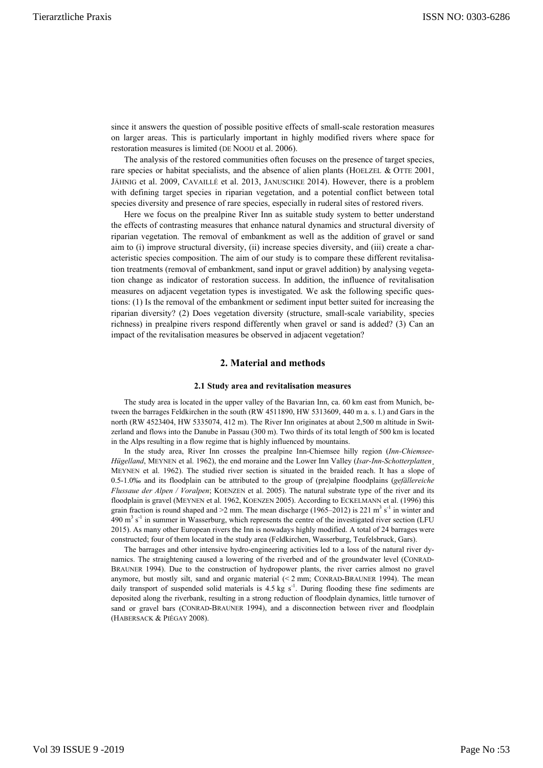since it answers the question of possible positive effects of small-scale restoration measures on larger areas. This is particularly important in highly modified rivers where space for restoration measures is limited (DE NOOIJ et al. 2006).

The analysis of the restored communities often focuses on the presence of target species, rare species or habitat specialists, and the absence of alien plants (HOELZEL & OTTE 2001, JÄHNIG et al. 2009, CAVAILLÉ et al. 2013, JANUSCHKE 2014). However, there is a problem with defining target species in riparian vegetation, and a potential conflict between total species diversity and presence of rare species, especially in ruderal sites of restored rivers.

Here we focus on the prealpine River Inn as suitable study system to better understand the effects of contrasting measures that enhance natural dynamics and structural diversity of riparian vegetation. The removal of embankment as well as the addition of gravel or sand aim to (i) improve structural diversity, (ii) increase species diversity, and (iii) create a characteristic species composition. The aim of our study is to compare these different revitalisation treatments (removal of embankment, sand input or gravel addition) by analysing vegetation change as indicator of restoration success. In addition, the influence of revitalisation measures on adjacent vegetation types is investigated. We ask the following specific questions: (1) Is the removal of the embankment or sediment input better suited for increasing the riparian diversity? (2) Does vegetation diversity (structure, small-scale variability, species richness) in prealpine rivers respond differently when gravel or sand is added? (3) Can an impact of the revitalisation measures be observed in adjacent vegetation?

## 2. Material and methods

### 2.1 Study area and revitalisation measures

The study area is located in the upper valley of the Bavarian Inn, ca. 60 km east from Munich, between the barrages Feldkirchen in the south (RW 4511890, HW 5313609, 440 m a. s. l.) and Gars in the north (RW 4523404, HW 5335074, 412 m). The River Inn originates at about 2,500 m altitude in Switzerland and flows into the Danube in Passau (300 m). Two thirds of its total length of 500 km is located in the Alps resulting in a flow regime that is highly influenced by mountains.

In the study area, River Inn crosses the prealpine Inn-Chiemsee hilly region (*Inn-Chiemsee-Hügelland*, MEYNEN et al. 1962), the end moraine and the Lower Inn Valley (*Isar-Inn-Schotterplatten*, MEYNEN et al. 1962). The studied river section is situated in the braided reach. It has a slope of 0.5-1.0‰ and its floodplain can be attributed to the group of (pre)alpine floodplains (*gefällereiche Flussaue der Alpen / Voralpen*; KOENZEN et al. 2005). The natural substrate type of the river and its floodplain is gravel (MEYNEN et al. 1962, KOENZEN 2005). According to ECKELMANN et al. (1996) this grain fraction is round shaped and >2 mm. The mean discharge (1965–2012) is 221 $m^3 s^{-1}$ in winter and 490 $m^3 s^{-1}$ in summer in Wasserburg, which represents the centre of the investigated river section (LFU 2015). As many other European rivers the Inn is nowadays highly modified. A total of 24 barrages were constructed; four of them located in the study area (Feldkirchen, Wasserburg, Teufelsbruck, Gars).

The barrages and other intensive hydro-engineering activities led to a loss of the natural river dynamics. The straightening caused a lowering of the riverbed and of the groundwater level (CONRAD-BRAUNER 1994). Due to the construction of hydropower plants, the river carries almost no gravel anymore, but mostly silt, sand and organic material (< 2 mm; CONRAD-BRAUNER 1994). The mean daily transport of suspended solid materials is 4.5 kg $s^{-1}$. During flooding these fine sediments are deposited along the riverbank, resulting in a strong reduction of floodplain dynamics, little turnover of sand or gravel bars (CONRAD-BRAUNER 1994), and a disconnection between river and floodplain (HABERSACK & PIÉGAY 2008).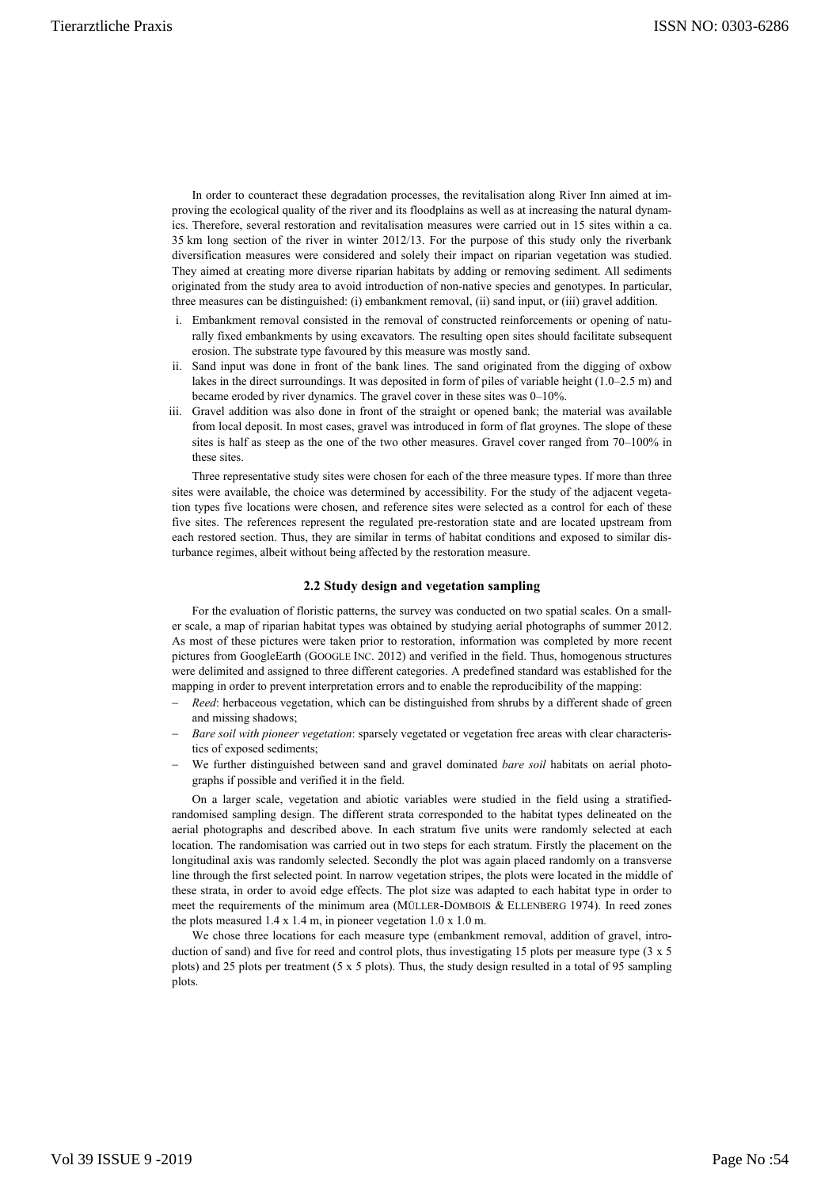In order to counteract these degradation processes, the revitalisation along River Inn aimed at improving the ecological quality of the river and its floodplains as well as at increasing the natural dynamics. Therefore, several restoration and revitalisation measures were carried out in 15 sites within a ca. 35 km long section of the river in winter 2012/13. For the purpose of this study only the riverbank diversification measures were considered and solely their impact on riparian vegetation was studied. They aimed at creating more diverse riparian habitats by adding or removing sediment. All sediments originated from the study area to avoid introduction of non-native species and genotypes. In particular, three measures can be distinguished: (i) embankment removal, (ii) sand input, or (iii) gravel addition.

i. Embankment removal consisted in the removal of constructed reinforcements or opening of naturally fixed embankments by using excavators. The resulting open sites should facilitate subsequent erosion. The substrate type favoured by this measure was mostly sand.
ii. Sand input was done in front of the bank lines. The sand originated from the digging of oxbow lakes in the direct surroundings. It was deposited in form of piles of variable height (1.0–2.5 m) and became eroded by river dynamics. The gravel cover in these sites was 0–10%.
iii. Gravel addition was also done in front of the straight or opened bank; the material was available from local deposit. In most cases, gravel was introduced in form of flat groynes. The slope of these sites is half as steep as the one of the two other measures. Gravel cover ranged from 70–100% in these sites.

Three representative study sites were chosen for each of the three measure types. If more than three sites were available, the choice was determined by accessibility. For the study of the adjacent vegetation types five locations were chosen, and reference sites were selected as a control for each of these five sites. The references represent the regulated pre-restoration state and are located upstream from each restored section. Thus, they are similar in terms of habitat conditions and exposed to similar disturbance regimes, albeit without being affected by the restoration measure.

### 2.2 Study design and vegetation sampling

For the evaluation of floristic patterns, the survey was conducted on two spatial scales. On a smaller scale, a map of riparian habitat types was obtained by studying aerial photographs of summer 2012. As most of these pictures were taken prior to restoration, information was completed by more recent pictures from GoogleEarth (GOOGLE INC. 2012) and verified in the field. Thus, homogenous structures were delimited and assigned to three different categories. A predefined standard was established for the mapping in order to prevent interpretation errors and to enable the reproducibility of the mapping:

- *Reed*: herbaceous vegetation, which can be distinguished from shrubs by a different shade of green and missing shadows;
- *Bare soil with pioneer vegetation*: sparsely vegetated or vegetation free areas with clear characteristics of exposed sediments;
- We further distinguished between sand and gravel dominated *bare soil* habitats on aerial photographs if possible and verified it in the field.

On a larger scale, vegetation and abiotic variables were studied in the field using a stratified-randomised sampling design. The different strata corresponded to the habitat types delineated on the aerial photographs and described above. In each stratum five units were randomly selected at each location. The randomisation was carried out in two steps for each stratum. Firstly the placement on the longitudinal axis was randomly selected. Secondly the plot was again placed randomly on a transverse line through the first selected point. In narrow vegetation stripes, the plots were located in the middle of these strata, in order to avoid edge effects. The plot size was adapted to each habitat type in order to meet the requirements of the minimum area (MÜLLER-DOMBOIS & ELLENBERG 1974). In reed zones the plots measured 1.4 x 1.4 m, in pioneer vegetation 1.0 x 1.0 m.

We chose three locations for each measure type (embankment removal, addition of gravel, introduction of sand) and five for reed and control plots, thus investigating 15 plots per measure type (3 x 5 plots) and 25 plots per treatment (5 x 5 plots). Thus, the study design resulted in a total of 95 sampling plots.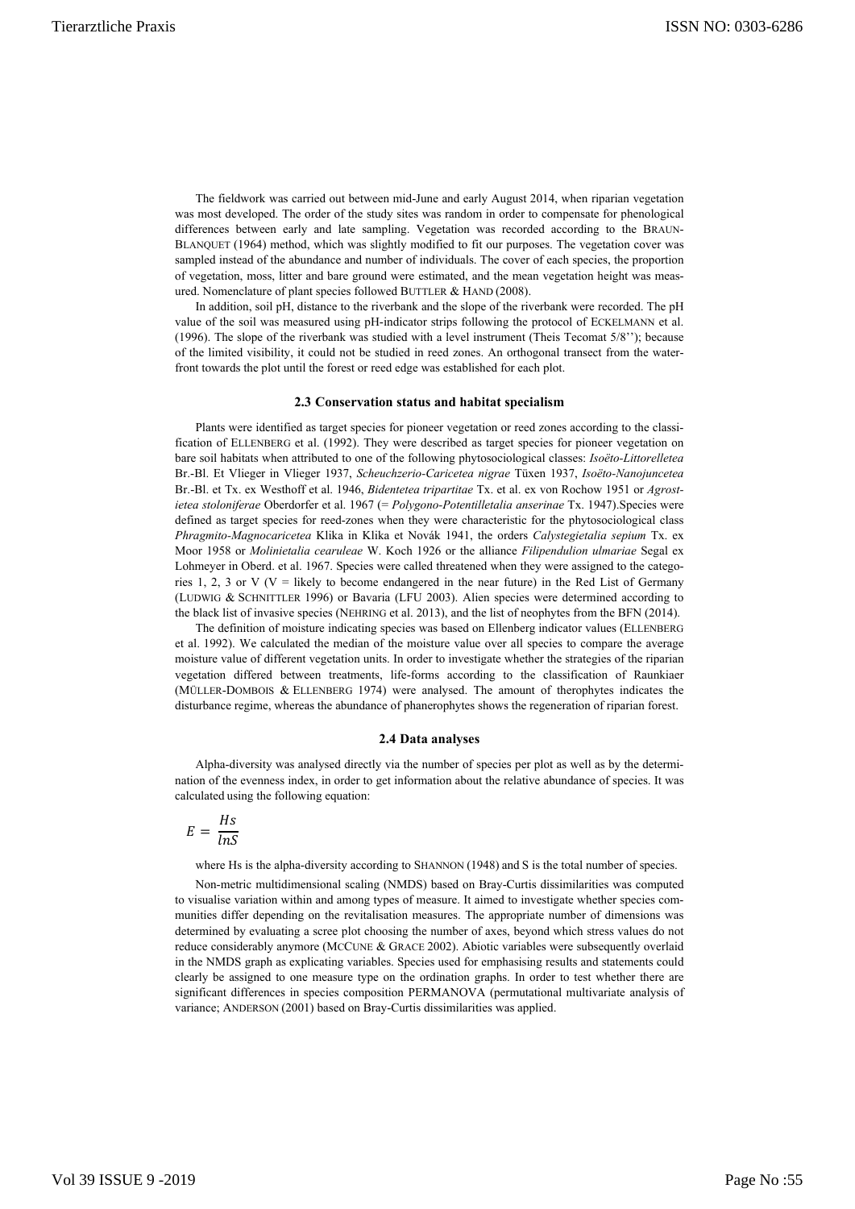The fieldwork was carried out between mid-June and early August 2014, when riparian vegetation was most developed. The order of the study sites was random in order to compensate for phenological differences between early and late sampling. Vegetation was recorded according to the BRAUN-BLANQUET (1964) method, which was slightly modified to fit our purposes. The vegetation cover was sampled instead of the abundance and number of individuals. The cover of each species, the proportion of vegetation, moss, litter and bare ground were estimated, and the mean vegetation height was measured. Nomenclature of plant species followed BUTTLER & HAND (2008).

In addition, soil pH, distance to the riverbank and the slope of the riverbank were recorded. The pH value of the soil was measured using pH-indicator strips following the protocol of ECKELMANN et al. (1996). The slope of the riverbank was studied with a level instrument (Theis Tecomat 5/8''); because of the limited visibility, it could not be studied in reed zones. An orthogonal transect from the waterfront towards the plot until the forest or reed edge was established for each plot.

### 2.3 Conservation status and habitat specialism

Plants were identified as target species for pioneer vegetation or reed zones according to the classification of ELLENBERG et al. (1992). They were described as target species for pioneer vegetation on bare soil habitats when attributed to one of the following phytosociological classes: *Isoëto-Littorelletea* Br.-Bl. Et Vlieger in Vlieger 1937, *Scheuchzerio-Caricetea nigrae* Tüxen 1937, *Isoëto-Nanojuncetea* Br.-Bl. et Tx. ex Westhoff et al. 1946, *Bidentetea tripartitae* Tx. et al. ex von Rochow 1951 or *Agrostietea stoloniferae* Oberdorfer et al. 1967 (= *Polygono-Potentilletalia anserinae* Tx. 1947).Species were defined as target species for reed-zones when they were characteristic for the phytosociological class *Phragmito-Magnocaricetea* Klika in Klika et Novák 1941, the orders *Calystegietalia sepium* Tx. ex Moor 1958 or *Molinietalia cearuleae* W. Koch 1926 or the alliance *Filipendulion ulmariae* Segal ex Lohmeyer in Oberd. et al. 1967. Species were called threatened when they were assigned to the categories 1, 2, 3 or V (V = likely to become endangered in the near future) in the Red List of Germany (LUDWIG & SCHNITTLER 1996) or Bavaria (LFU 2003). Alien species were determined according to the black list of invasive species (NEHRING et al. 2013), and the list of neophytes from the BFN (2014).

The definition of moisture indicating species was based on Ellenberg indicator values (ELLENBERG et al. 1992). We calculated the median of the moisture value over all species to compare the average moisture value of different vegetation units. In order to investigate whether the strategies of the riparian vegetation differed between treatments, life-forms according to the classification of Raunkiaer (MÜLLER-DOMBOIS & ELLENBERG 1974) were analysed. The amount of therophytes indicates the disturbance regime, whereas the abundance of phanerophytes shows the regeneration of riparian forest.

### 2.4 Data analyses

Alpha-diversity was analysed directly via the number of species per plot as well as by the determination of the evenness index, in order to get information about the relative abundance of species. It was calculated using the following equation:

$$E = \frac{Hs}{lnS}$$

where Hs is the alpha-diversity according to SHANNON (1948) and S is the total number of species.

Non-metric multidimensional scaling (NMDS) based on Bray-Curtis dissimilarities was computed to visualise variation within and among types of measure. It aimed to investigate whether species communities differ depending on the revitalisation measures. The appropriate number of dimensions was determined by evaluating a scree plot choosing the number of axes, beyond which stress values do not reduce considerably anymore (MCCUNE & GRACE 2002). Abiotic variables were subsequently overlaid in the NMDS graph as explicating variables. Species used for emphasising results and statements could clearly be assigned to one measure type on the ordination graphs. In order to test whether there are significant differences in species composition PERMANOVA (permutational multivariate analysis of variance; ANDERSON (2001) based on Bray-Curtis dissimilarities was applied.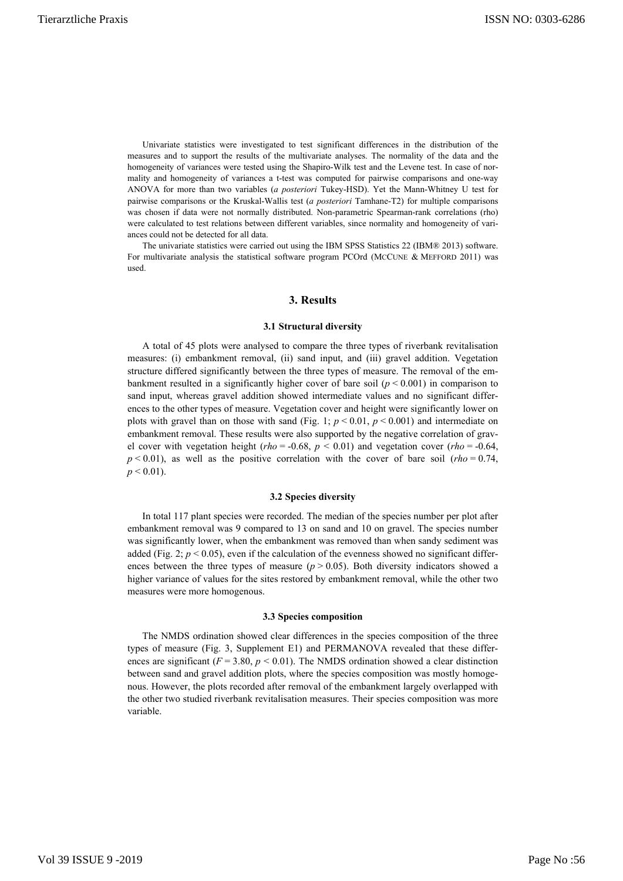Univariate statistics were investigated to test significant differences in the distribution of the measures and to support the results of the multivariate analyses. The normality of the data and the homogeneity of variances were tested using the Shapiro-Wilk test and the Levene test. In case of normality and homogeneity of variances a t-test was computed for pairwise comparisons and one-way ANOVA for more than two variables (*a posteriori* Tukey-HSD). Yet the Mann-Whitney U test for pairwise comparisons or the Kruskal-Wallis test (*a posteriori* Tamhane-T2) for multiple comparisons was chosen if data were not normally distributed. Non-parametric Spearman-rank correlations (rho) were calculated to test relations between different variables, since normality and homogeneity of variances could not be detected for all data.

The univariate statistics were carried out using the IBM SPSS Statistics 22 (IBM® 2013) software. For multivariate analysis the statistical software program PCOrd (McCune & Mefford 2011) was used.

## 3. Results

### 3.1 Structural diversity

A total of 45 plots were analysed to compare the three types of riverbank revitalisation measures: (i) embankment removal, (ii) sand input, and (iii) gravel addition. Vegetation structure differed significantly between the three types of measure. The removal of the embankment resulted in a significantly higher cover of bare soil ($p < 0.001$) in comparison to sand input, whereas gravel addition showed intermediate values and no significant differences to the other types of measure. Vegetation cover and height were significantly lower on plots with gravel than on those with sand (Fig. 1; $p < 0.01$, $p < 0.001$) and intermediate on embankment removal. These results were also supported by the negative correlation of gravel cover with vegetation height (*rho* = -0.68, $p < 0.01$) and vegetation cover (*rho* = -0.64, $p < 0.01$), as well as the positive correlation with the cover of bare soil (*rho* = 0.74, $p < 0.01$).

### 3.2 Species diversity

In total 117 plant species were recorded. The median of the species number per plot after embankment removal was 9 compared to 13 on sand and 10 on gravel. The species number was significantly lower, when the embankment was removed than when sandy sediment was added (Fig. 2; $p < 0.05$), even if the calculation of the evenness showed no significant differences between the three types of measure ($p > 0.05$). Both diversity indicators showed a higher variance of values for the sites restored by embankment removal, while the other two measures were more homogenous.

### 3.3 Species composition

The NMDS ordination showed clear differences in the species composition of the three types of measure (Fig. 3, Supplement E1) and PERMANOVA revealed that these differences are significant ($F = 3.80$, $p < 0.01$). The NMDS ordination showed a clear distinction between sand and gravel addition plots, where the species composition was mostly homogenous. However, the plots recorded after removal of the embankment largely overlapped with the other two studied riverbank revitalisation measures. Their species composition was more variable.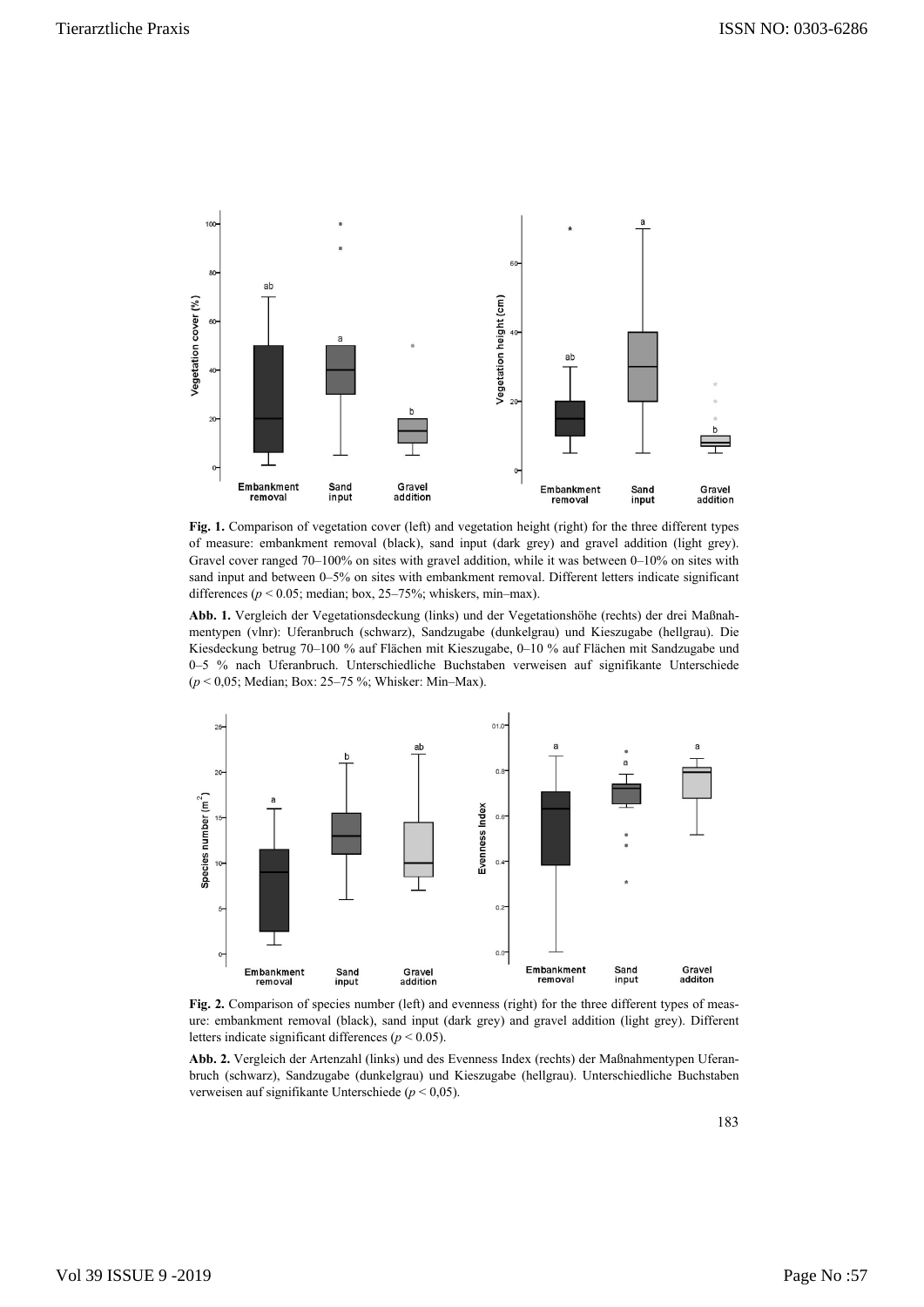**Fig. 1.** Comparison of vegetation cover (left) and vegetation height (right) for the three different types of measure: embankment removal (black), sand input (dark grey) and gravel addition (light grey). Gravel cover ranged 70–100% on sites with gravel addition, while it was between 0–10% on sites with sand input and between 0–5% on sites with embankment removal. Different letters indicate significant differences ($p < 0.05$; median; box, 25–75%; whiskers, min–max).

**Abb. 1.** Vergleich der Vegetationsdeckung (links) und der Vegetationshöhe (rechts) der drei Maßnahmentypen (vlnr): Uferanbruch (schwarz), Sandzugabe (dunkelgrau) und Kieszugabe (hellgrau). Die Kiesdeckung betrug 70–100 % auf Flächen mit Kieszugabe, 0–10 % auf Flächen mit Sandzugabe und 0–5 % nach Uferanbruch. Unterschiedliche Buchstaben verweisen auf signifikante Unterschiede ($p < 0{,}05$; Median; Box: 25–75 %; Whisker: Min–Max).

**Fig. 2.** Comparison of species number (left) and evenness (right) for the three different types of measure: embankment removal (black), sand input (dark grey) and gravel addition (light grey). Different letters indicate significant differences ($p < 0.05$).

**Abb. 2.** Vergleich der Artenzahl (links) und des Evenness Index (rechts) der Maßnahmentypen Uferanbruch (schwarz), Sandzugabe (dunkelgrau) und Kieszugabe (hellgrau). Unterschiedliche Buchstaben verweisen auf signifikante Unterschiede ($p < 0{,}05$).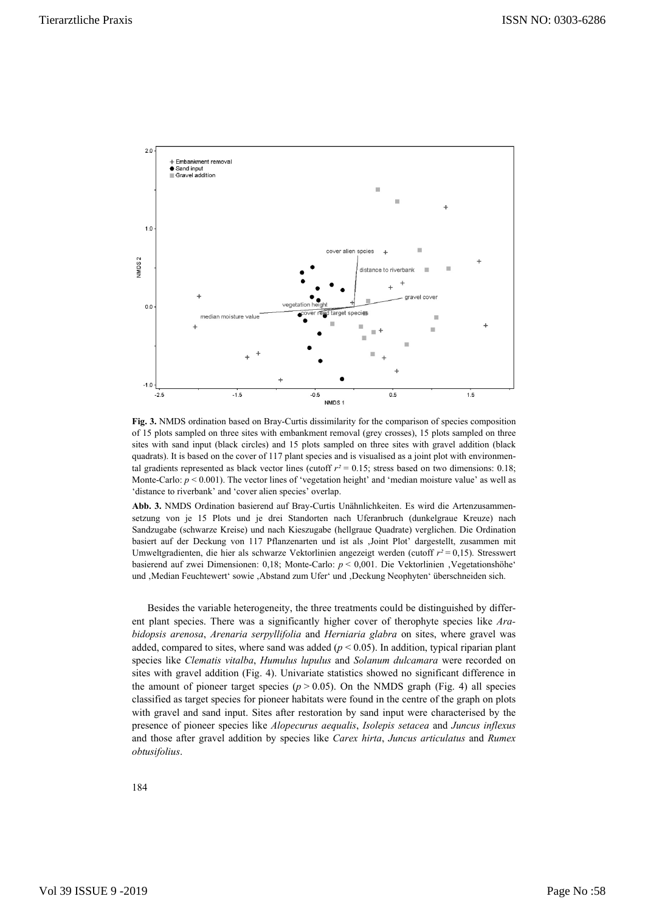**Fig. 3.** NMDS ordination based on Bray-Curtis dissimilarity for the comparison of species composition of 15 plots sampled on three sites with embankment removal (grey crosses), 15 plots sampled on three sites with sand input (black circles) and 15 plots sampled on three sites with gravel addition (black quadrats). It is based on the cover of 117 plant species and is visualised as a joint plot with environmental gradients represented as black vector lines (cutoff $r^2 = 0.15$; stress based on two dimensions: 0.18; Monte-Carlo: $p < 0.001$). The vector lines of 'vegetation height' and 'median moisture value' as well as 'distance to riverbank' and 'cover alien species' overlap.

**Abb. 3.** NMDS Ordination basierend auf Bray-Curtis Unähnlichkeiten. Es wird die Artenzusammensetzung von je 15 Plots und je drei Standorten nach Uferanbruch (dunkelgraue Kreuze) nach Sandzugabe (schwarze Kreise) und nach Kieszugabe (hellgraue Quadrate) verglichen. Die Ordination basiert auf der Deckung von 117 Pflanzenarten und ist als ‚Joint Plot' dargestellt, zusammen mit Umweltgradienten, die hier als schwarze Vektorlinien angezeigt werden (cutoff $r^2 = 0{,}15$). Stresswert basierend auf zwei Dimensionen: 0,18; Monte-Carlo: $p < 0{,}001$. Die Vektorlinien ‚Vegetationshöhe' und ‚Median Feuchtewert' sowie ‚Abstand zum Ufer' und ‚Deckung Neophyten' überschneiden sich.

Besides the variable heterogeneity, the three treatments could be distinguished by different plant species. There was a significantly higher cover of therophyte species like *Arabidopsis arenosa*, *Arenaria serpyllifolia* and *Herniaria glabra* on sites, where gravel was added, compared to sites, where sand was added ($p < 0.05$). In addition, typical riparian plant species like *Clematis vitalba*, *Humulus lupulus* and *Solanum dulcamara* were recorded on sites with gravel addition (Fig. 4). Univariate statistics showed no significant difference in the amount of pioneer target species ($p > 0.05$). On the NMDS graph (Fig. 4) all species classified as target species for pioneer habitats were found in the centre of the graph on plots with gravel and sand input. Sites after restoration by sand input were characterised by the presence of pioneer species like *Alopecurus aequalis*, *Isolepis setacea* and *Juncus inflexus* and those after gravel addition by species like *Carex hirta*, *Juncus articulatus* and *Rumex obtusifolius*.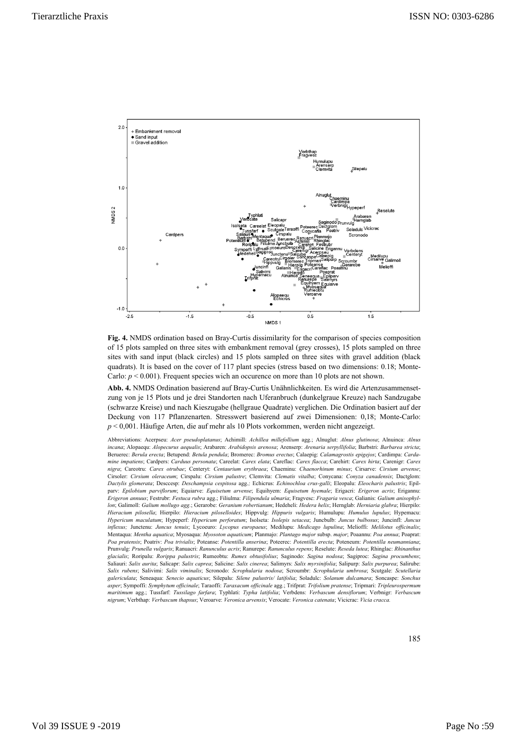**Fig. 4.** NMDS ordination based on Bray-Curtis dissimilarity for the comparison of species composition of 15 plots sampled on three sites with embankment removal (grey crosses), 15 plots sampled on three sites with sand input (black circles) and 15 plots sampled on three sites with gravel addition (black quadrats). It is based on the cover of 117 plant species (stress based on two dimensions: 0.18; Monte-Carlo: $p < 0.001$). Frequent species which an occurence on more than 10 plots are not shown.

**Abb. 4.** NMDS Ordination basierend auf Bray-Curtis Unähnlichkeiten. Es wird die Artenzusammensetzung von je 15 Plots und je drei Standorten nach Uferanbruch (dunkelgraue Kreuze) nach Sandzugabe (schwarze Kreise) und nach Kieszugabe (hellgraue Quadrate) verglichen. Die Ordination basiert auf der Deckung von 117 Pflanzenarten. Stresswert basierend auf zwei Dimensionen: 0,18; Monte-Carlo: $p < 0{,}001$. Häufige Arten, die auf mehr als 10 Plots vorkommen, werden nicht angezeigt.

Abbreviations: Acerpseu: *Acer pseudoplatanus*; Achimill: *Achillea millefollium* agg.; Alnuglut: *Alnus glutinosa*; Alnuinca: *Alnus incana*; Alopaequ: *Alopecurus aequalis*; Arabaren: *Arabidopsis arenosa*; Arenserp: *Arenaria serpyllifolia*; Barbstri: *Barbarea stricta*; Beruerec: *Berula erecta*; Betupend: *Betula pendula*; Bromerec: *Bromus erectus*; Calaepig: *Calamagrostis epigejos*; Cardimpa: *Cardamine impatiens*; Cardpers: *Carduus personata*; Careelat: *Carex elata*; Careflac: *Carex flacca*; Carehirt: *Carex hirta*; Carenigr: *Carex nigra*; Careotru: *Carex otrubae*; Centeryt: *Centaurium erythraea*; Chaeminu: *Chaenorhinum minus*; Cirsarve: *Cirsium arvense*; Cirsoler: *Cirsium oleraceum*; Cirspalu: *Cirsium palustre*; Clemvita: *Clematis vitalba*; Conycana: *Conyza canadensis*; Dactglom: *Dactylis glomerata*; Desccesp: *Deschampsia cespitosa* agg.; Echicrus: *Echinochloa crus-galli*; Eleopalu: *Eleocharis palustris*; Epilparv: *Epilobium parviflorum*; Equiarve: *Equisetum arvense*; Equihyem: *Equisetum hyemale*; Erigacri: *Erigeron acris*; Erigannu: *Erigeron annuus*; Festrubr: *Festuca rubra* agg.; Filiulma: *Filipendula ulmaria*; Fragvesc: *Fragaria vesca*; Galianis: *Galium anisophyllon*; Galimoll: *Galium mollugo agg.*; Gerarobe: *Geranium robertianum*; Hedeheli: *Hedera helix*; Hernglab: *Herniaria glabra*; Hierpilo: *Hieracium pilosella*; Hierpilo: *Hieracium piloselloides*; Hippvulg: *Hippuris vulgaris*; Humulupu: *Humulus lupulus*; Hypemacu: *Hypericum maculatum*; Hypeperf: *Hypericum perforatum*; Isolseta: *Isolepis setacea*; Juncbulb: *Juncus bulbosus*; Juncinfl: *Juncus inflexus;* Junctenu: *Juncus tenuis*; Lycoeuro: *Lycopus europaeus*; Medilupu: *Medicago lupulina*; Melioffi: *Melilotus officinalis*; Mentaqua: *Mentha aquatica*; Myosaqua: *Myosoton aquaticum*; Planmajo: *Plantago major* subsp. *major*; Poaannu: *Poa annua*; Poaprat: *Poa pratensis*; Poatriv: *Poa trivialis*; Poteanse: *Potentilla anserina*; Poteerec: *Potentilla erecta*; Poteneum: *Potentilla neumanniana*; Prunvulg: *Prunella vulgaris*; Ranuacri: *Ranunculus acris*; Ranurepe: *Ranunculus repens*; Reselute: *Reseda lutea*; Rhinglac: *Rhinanthus glacialis*; Roripalu: *Rorippa palustris*; Rumeobtu: *Rumex obtusifolius*; Saginodo: *Sagina nodosa*; Sagiproc: *Sagina procumbens*; Saliauri: *Salix aurita*; Salicapr: *Salix caprea*; Salicine: *Salix cinerea*; Salimyrs: *Salix myrsinifolia*; Salipurp: *Salix purpurea*; Salirube: *Salix rubens*; Salivimi: *Salix viminalis*; Scronodo: *Scrophularia nodosa*; Scroumbr: *Scrophularia umbrosa*; Scutgale: *Scutellaria galericulata*; Seneaqua: *Senecio aquaticus*; Silepalu: *Silene palustris/ latifolia*; Soladulc: *Solanum dulcamara*; Soncaspe: *Sonchus asper*; Sympoffi: *Symphytum officinale*; Taraoffi: *Taraxacum officinale* agg.; Trifprat: *Trifolium pratense*; Tripmari: *Tripleurospermum maritimum* agg.; Tussfarf: *Tussilago farfara*; Typhlati: *Typha latifolia*; Verbdens: *Verbascum densiflorum*; Verbnigr: *Verbascum nigrum*; Verbthap: *Verbascum thapsus*; Veroarve: *Veronica arvensis*; Verocate: *Veronica catenata*; Vicicrac: *Vicia cracca.*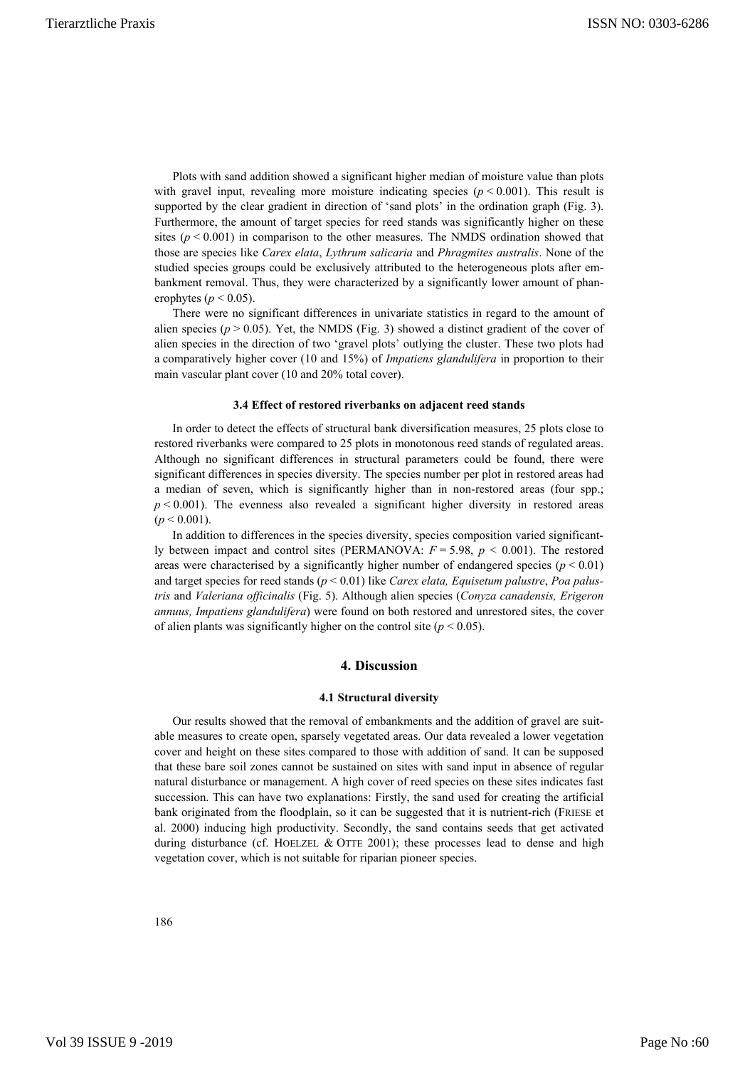Plots with sand addition showed a significant higher median of moisture value than plots with gravel input, revealing more moisture indicating species ($p < 0.001$). This result is supported by the clear gradient in direction of 'sand plots' in the ordination graph (Fig. 3). Furthermore, the amount of target species for reed stands was significantly higher on these sites ($p < 0.001$) in comparison to the other measures. The NMDS ordination showed that those are species like *Carex elata*, *Lythrum salicaria* and *Phragmites australis*. None of the studied species groups could be exclusively attributed to the heterogeneous plots after embankment removal. Thus, they were characterized by a significantly lower amount of phanerophytes ($p < 0.05$).

There were no significant differences in univariate statistics in regard to the amount of alien species ($p > 0.05$). Yet, the NMDS (Fig. 3) showed a distinct gradient of the cover of alien species in the direction of two 'gravel plots' outlying the cluster. These two plots had a comparatively higher cover (10 and 15%) of *Impatiens glandulifera* in proportion to their main vascular plant cover (10 and 20% total cover).

#### 3.4 Effect of restored riverbanks on adjacent reed stands

In order to detect the effects of structural bank diversification measures, 25 plots close to restored riverbanks were compared to 25 plots in monotonous reed stands of regulated areas. Although no significant differences in structural parameters could be found, there were significant differences in species diversity. The species number per plot in restored areas had a median of seven, which is significantly higher than in non-restored areas (four spp.; $p < 0.001$). The evenness also revealed a significant higher diversity in restored areas ($p < 0.001$).

In addition to differences in the species diversity, species composition varied significantly between impact and control sites (PERMANOVA: $F = 5.98$, $p < 0.001$). The restored areas were characterised by a significantly higher number of endangered species ($p < 0.01$) and target species for reed stands ($p < 0.01$) like *Carex elata, Equisetum palustre*, *Poa palustris* and *Valeriana officinalis* (Fig. 5). Although alien species (*Conyza canadensis, Erigeron annuus, Impatiens glandulifera*) were found on both restored and unrestored sites, the cover of alien plants was significantly higher on the control site ($p < 0.05$).

## 4. Discussion

#### 4.1 Structural diversity

Our results showed that the removal of embankments and the addition of gravel are suitable measures to create open, sparsely vegetated areas. Our data revealed a lower vegetation cover and height on these sites compared to those with addition of sand. It can be supposed that these bare soil zones cannot be sustained on sites with sand input in absence of regular natural disturbance or management. A high cover of reed species on these sites indicates fast succession. This can have two explanations: Firstly, the sand used for creating the artificial bank originated from the floodplain, so it can be suggested that it is nutrient-rich (FRIESE et al. 2000) inducing high productivity. Secondly, the sand contains seeds that get activated during disturbance (cf. HOELZEL & OTTE 2001); these processes lead to dense and high vegetation cover, which is not suitable for riparian pioneer species.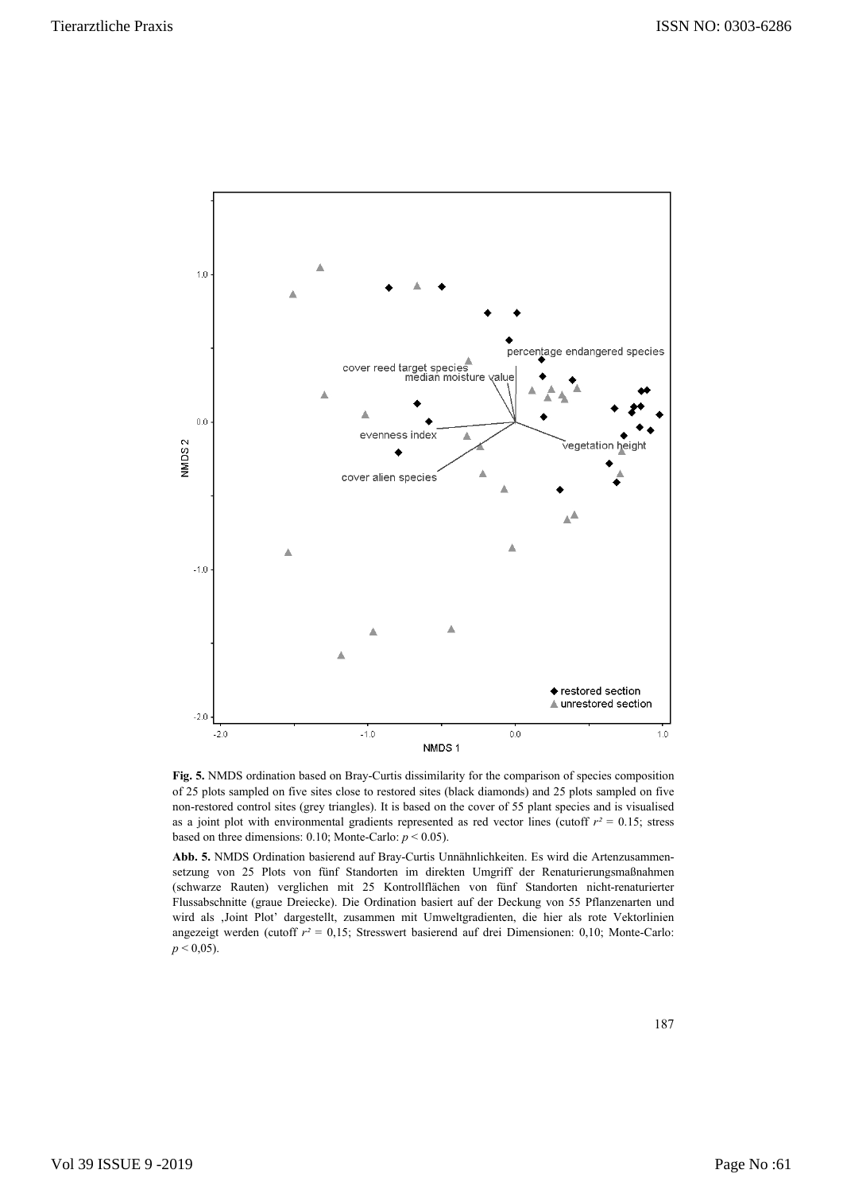**Fig. 5.** NMDS ordination based on Bray-Curtis dissimilarity for the comparison of species composition of 25 plots sampled on five sites close to restored sites (black diamonds) and 25 plots sampled on five non-restored control sites (grey triangles). It is based on the cover of 55 plant species and is visualised as a joint plot with environmental gradients represented as red vector lines (cutoff $r^2 = 0.15$; stress based on three dimensions: 0.10; Monte-Carlo: $p < 0.05$).

**Abb. 5.** NMDS Ordination basierend auf Bray-Curtis Unnähnlichkeiten. Es wird die Artenzusammensetzung von 25 Plots von fünf Standorten im direkten Umgriff der Renaturierungsmaßnahmen (schwarze Rauten) verglichen mit 25 Kontrollflächen von fünf Standorten nicht-renaturierter Flussabschnitte (graue Dreiecke). Die Ordination basiert auf der Deckung von 55 Pflanzenarten und wird als ‚Joint Plot' dargestellt, zusammen mit Umweltgradienten, die hier als rote Vektorlinien angezeigt werden (cutoff $r^2 = 0{,}15$; Stresswert basierend auf drei Dimensionen: 0,10; Monte-Carlo: $p < 0{,}05$).

187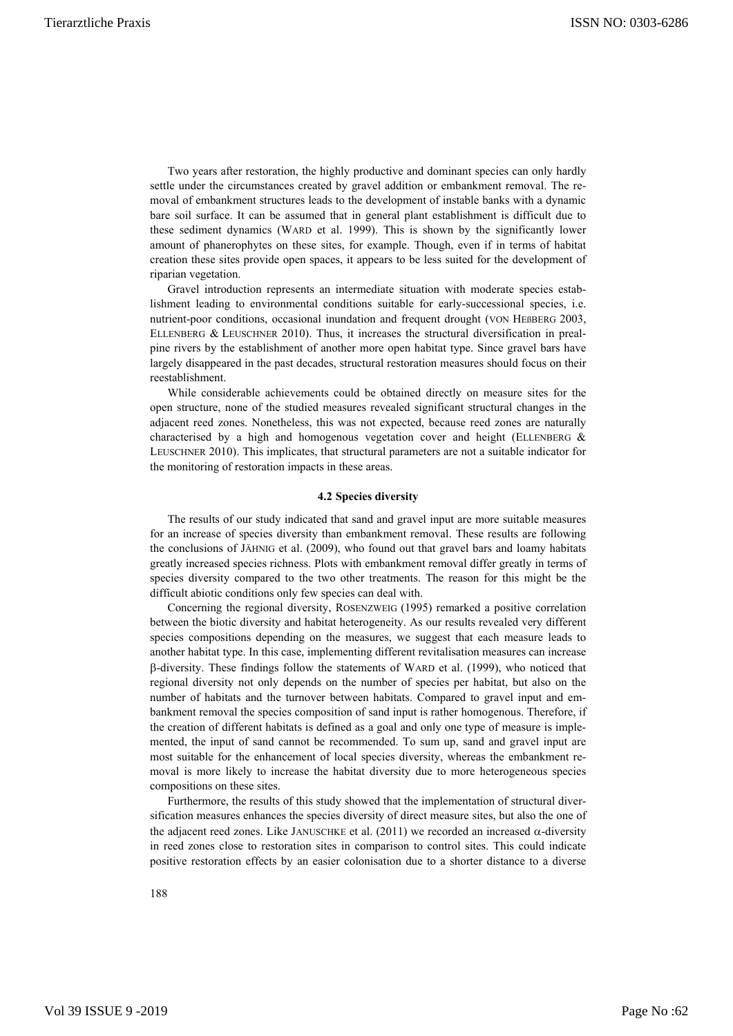Two years after restoration, the highly productive and dominant species can only hardly settle under the circumstances created by gravel addition or embankment removal. The removal of embankment structures leads to the development of instable banks with a dynamic bare soil surface. It can be assumed that in general plant establishment is difficult due to these sediment dynamics (WARD et al. 1999). This is shown by the significantly lower amount of phanerophytes on these sites, for example. Though, even if in terms of habitat creation these sites provide open spaces, it appears to be less suited for the development of riparian vegetation.

Gravel introduction represents an intermediate situation with moderate species establishment leading to environmental conditions suitable for early-successional species, i.e. nutrient-poor conditions, occasional inundation and frequent drought (VON HEßBERG 2003, ELLENBERG & LEUSCHNER 2010). Thus, it increases the structural diversification in prealpine rivers by the establishment of another more open habitat type. Since gravel bars have largely disappeared in the past decades, structural restoration measures should focus on their reestablishment.

While considerable achievements could be obtained directly on measure sites for the open structure, none of the studied measures revealed significant structural changes in the adjacent reed zones. Nonetheless, this was not expected, because reed zones are naturally characterised by a high and homogenous vegetation cover and height (ELLENBERG & LEUSCHNER 2010). This implicates, that structural parameters are not a suitable indicator for the monitoring of restoration impacts in these areas.

### 4.2 Species diversity

The results of our study indicated that sand and gravel input are more suitable measures for an increase of species diversity than embankment removal. These results are following the conclusions of JÄHNIG et al. (2009), who found out that gravel bars and loamy habitats greatly increased species richness. Plots with embankment removal differ greatly in terms of species diversity compared to the two other treatments. The reason for this might be the difficult abiotic conditions only few species can deal with.

Concerning the regional diversity, ROSENZWEIG (1995) remarked a positive correlation between the biotic diversity and habitat heterogeneity. As our results revealed very different species compositions depending on the measures, we suggest that each measure leads to another habitat type. In this case, implementing different revitalisation measures can increase $\beta$-diversity. These findings follow the statements of WARD et al. (1999), who noticed that regional diversity not only depends on the number of species per habitat, but also on the number of habitats and the turnover between habitats. Compared to gravel input and embankment removal the species composition of sand input is rather homogenous. Therefore, if the creation of different habitats is defined as a goal and only one type of measure is implemented, the input of sand cannot be recommended. To sum up, sand and gravel input are most suitable for the enhancement of local species diversity, whereas the embankment removal is more likely to increase the habitat diversity due to more heterogeneous species compositions on these sites.

Furthermore, the results of this study showed that the implementation of structural diversification measures enhances the species diversity of direct measure sites, but also the one of the adjacent reed zones. Like JANUSCHKE et al. (2011) we recorded an increased $\alpha$-diversity in reed zones close to restoration sites in comparison to control sites. This could indicate positive restoration effects by an easier colonisation due to a shorter distance to a diverse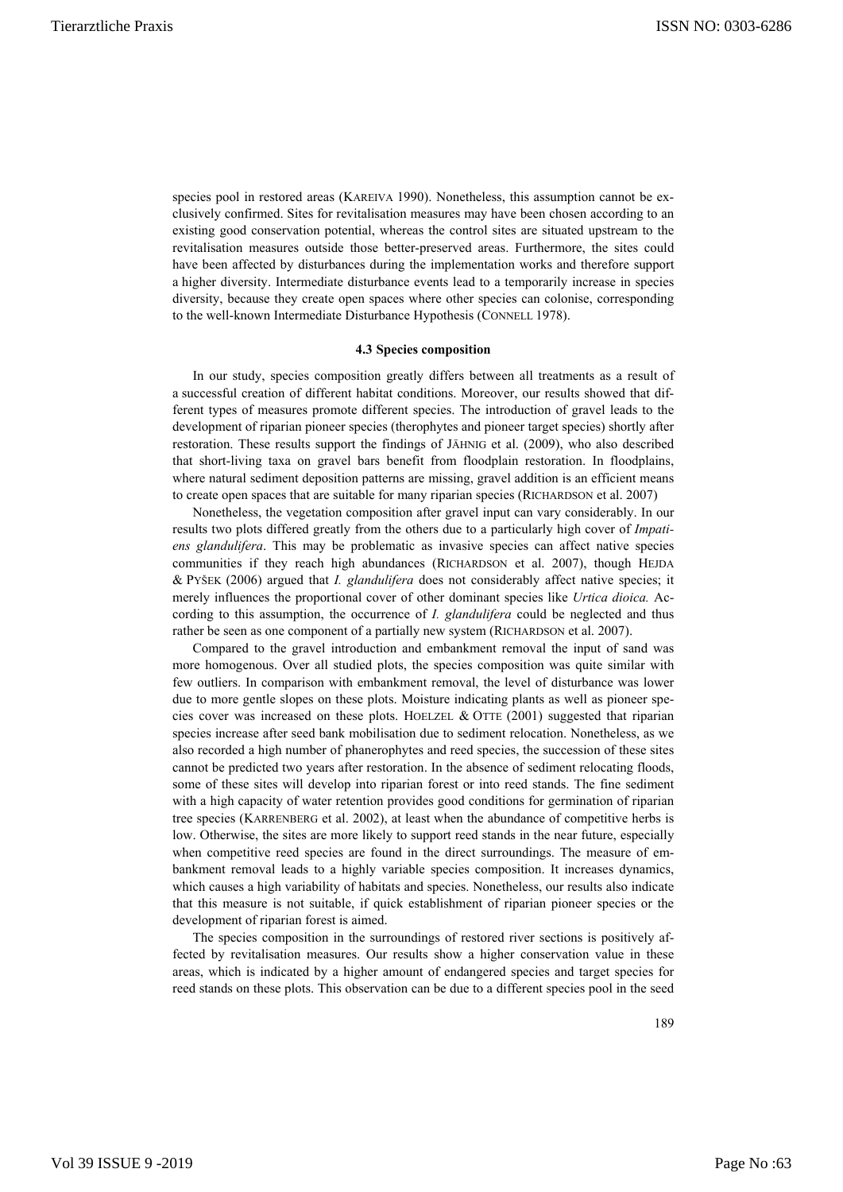species pool in restored areas (KAREIVA 1990). Nonetheless, this assumption cannot be exclusively confirmed. Sites for revitalisation measures may have been chosen according to an existing good conservation potential, whereas the control sites are situated upstream to the revitalisation measures outside those better-preserved areas. Furthermore, the sites could have been affected by disturbances during the implementation works and therefore support a higher diversity. Intermediate disturbance events lead to a temporarily increase in species diversity, because they create open spaces where other species can colonise, corresponding to the well-known Intermediate Disturbance Hypothesis (CONNELL 1978).

#### 4.3 Species composition

In our study, species composition greatly differs between all treatments as a result of a successful creation of different habitat conditions. Moreover, our results showed that different types of measures promote different species. The introduction of gravel leads to the development of riparian pioneer species (therophytes and pioneer target species) shortly after restoration. These results support the findings of JÄHNIG et al. (2009), who also described that short-living taxa on gravel bars benefit from floodplain restoration. In floodplains, where natural sediment deposition patterns are missing, gravel addition is an efficient means to create open spaces that are suitable for many riparian species (RICHARDSON et al. 2007)

Nonetheless, the vegetation composition after gravel input can vary considerably. In our results two plots differed greatly from the others due to a particularly high cover of *Impatiens glandulifera*. This may be problematic as invasive species can affect native species communities if they reach high abundances (RICHARDSON et al. 2007), though HEJDA & PYŠEK (2006) argued that *I. glandulifera* does not considerably affect native species; it merely influences the proportional cover of other dominant species like *Urtica dioica.* According to this assumption, the occurrence of *I. glandulifera* could be neglected and thus rather be seen as one component of a partially new system (RICHARDSON et al. 2007).

Compared to the gravel introduction and embankment removal the input of sand was more homogenous. Over all studied plots, the species composition was quite similar with few outliers. In comparison with embankment removal, the level of disturbance was lower due to more gentle slopes on these plots. Moisture indicating plants as well as pioneer species cover was increased on these plots. HOELZEL & OTTE (2001) suggested that riparian species increase after seed bank mobilisation due to sediment relocation. Nonetheless, as we also recorded a high number of phanerophytes and reed species, the succession of these sites cannot be predicted two years after restoration. In the absence of sediment relocating floods, some of these sites will develop into riparian forest or into reed stands. The fine sediment with a high capacity of water retention provides good conditions for germination of riparian tree species (KARRENBERG et al. 2002), at least when the abundance of competitive herbs is low. Otherwise, the sites are more likely to support reed stands in the near future, especially when competitive reed species are found in the direct surroundings. The measure of embankment removal leads to a highly variable species composition. It increases dynamics, which causes a high variability of habitats and species. Nonetheless, our results also indicate that this measure is not suitable, if quick establishment of riparian pioneer species or the development of riparian forest is aimed.

The species composition in the surroundings of restored river sections is positively affected by revitalisation measures. Our results show a higher conservation value in these areas, which is indicated by a higher amount of endangered species and target species for reed stands on these plots. This observation can be due to a different species pool in the seed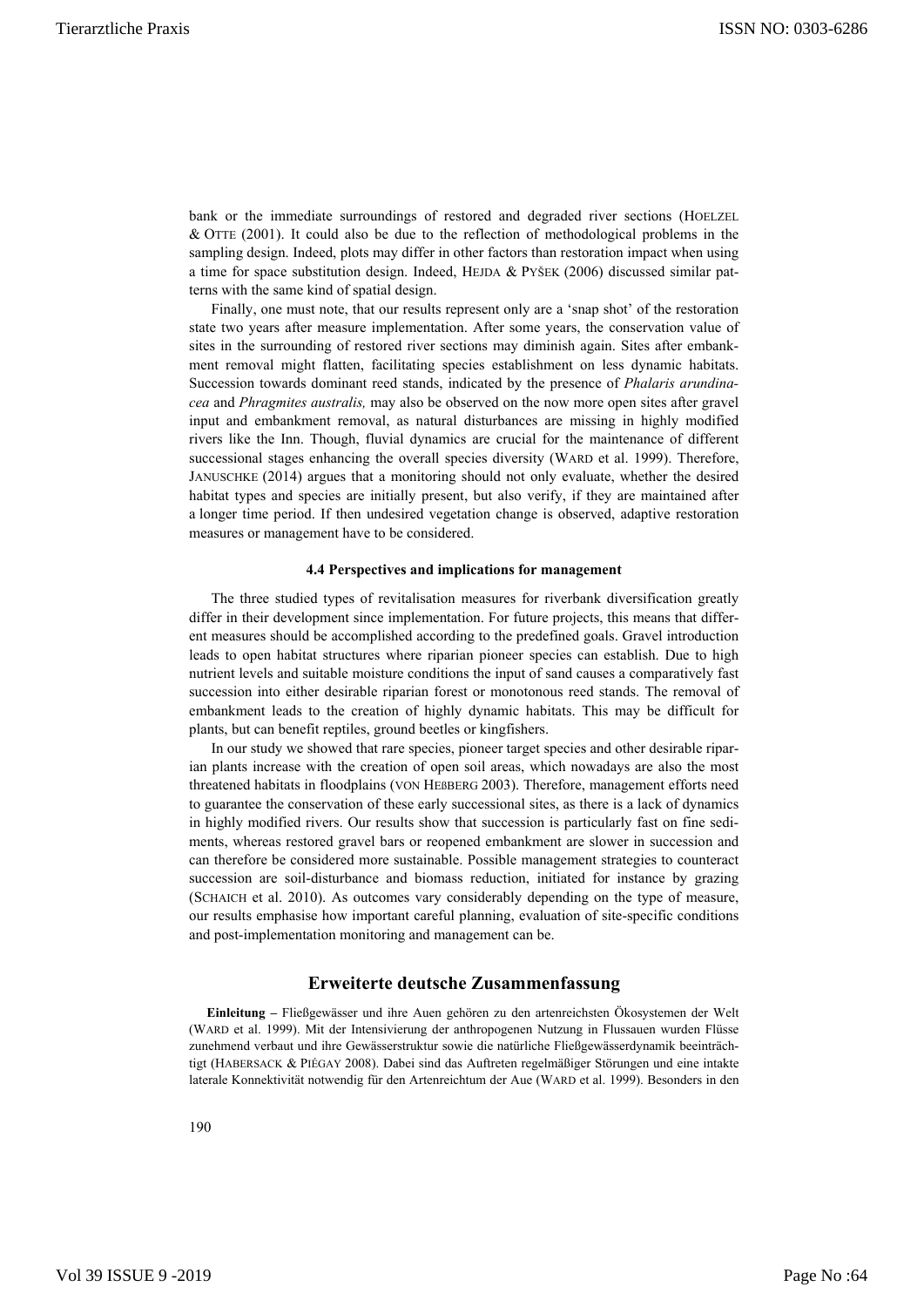bank or the immediate surroundings of restored and degraded river sections (HOELZEL & OTTE (2001). It could also be due to the reflection of methodological problems in the sampling design. Indeed, plots may differ in other factors than restoration impact when using a time for space substitution design. Indeed, HEJDA & PYŠEK (2006) discussed similar patterns with the same kind of spatial design.

Finally, one must note, that our results represent only are a 'snap shot' of the restoration state two years after measure implementation. After some years, the conservation value of sites in the surrounding of restored river sections may diminish again. Sites after embankment removal might flatten, facilitating species establishment on less dynamic habitats. Succession towards dominant reed stands, indicated by the presence of *Phalaris arundinacea* and *Phragmites australis,* may also be observed on the now more open sites after gravel input and embankment removal, as natural disturbances are missing in highly modified rivers like the Inn. Though, fluvial dynamics are crucial for the maintenance of different successional stages enhancing the overall species diversity (WARD et al. 1999). Therefore, JANUSCHKE (2014) argues that a monitoring should not only evaluate, whether the desired habitat types and species are initially present, but also verify, if they are maintained after a longer time period. If then undesired vegetation change is observed, adaptive restoration measures or management have to be considered.

#### 4.4 Perspectives and implications for management

The three studied types of revitalisation measures for riverbank diversification greatly differ in their development since implementation. For future projects, this means that different measures should be accomplished according to the predefined goals. Gravel introduction leads to open habitat structures where riparian pioneer species can establish. Due to high nutrient levels and suitable moisture conditions the input of sand causes a comparatively fast succession into either desirable riparian forest or monotonous reed stands. The removal of embankment leads to the creation of highly dynamic habitats. This may be difficult for plants, but can benefit reptiles, ground beetles or kingfishers.

In our study we showed that rare species, pioneer target species and other desirable riparian plants increase with the creation of open soil areas, which nowadays are also the most threatened habitats in floodplains (VON HEßBERG 2003). Therefore, management efforts need to guarantee the conservation of these early successional sites, as there is a lack of dynamics in highly modified rivers. Our results show that succession is particularly fast on fine sediments, whereas restored gravel bars or reopened embankment are slower in succession and can therefore be considered more sustainable. Possible management strategies to counteract succession are soil-disturbance and biomass reduction, initiated for instance by grazing (SCHAICH et al. 2010). As outcomes vary considerably depending on the type of measure, our results emphasise how important careful planning, evaluation of site-specific conditions and post-implementation monitoring and management can be.

## Erweiterte deutsche Zusammenfassung

**Einleitung –** Fließgewässer und ihre Auen gehören zu den artenreichsten Ökosystemen der Welt (WARD et al. 1999). Mit der Intensivierung der anthropogenen Nutzung in Flussauen wurden Flüsse zunehmend verbaut und ihre Gewässerstruktur sowie die natürliche Fließgewässerdynamik beeinträchtigt (HABERSACK & PIÉGAY 2008). Dabei sind das Auftreten regelmäßiger Störungen und eine intakte laterale Konnektivität notwendig für den Artenreichtum der Aue (WARD et al. 1999). Besonders in den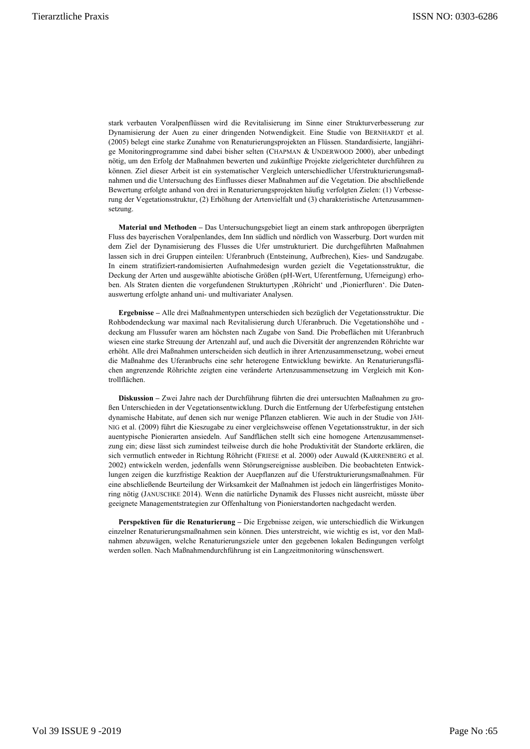stark verbauten Voralpenflüssen wird die Revitalisierung im Sinne einer Strukturverbesserung zur Dynamisierung der Auen zu einer dringenden Notwendigkeit. Eine Studie von BERNHARDT et al. (2005) belegt eine starke Zunahme von Renaturierungsprojekten an Flüssen. Standardisierte, langjährige Monitoringprogramme sind dabei bisher selten (CHAPMAN & UNDERWOOD 2000), aber unbedingt nötig, um den Erfolg der Maßnahmen bewerten und zukünftige Projekte zielgerichteter durchführen zu können. Ziel dieser Arbeit ist ein systematischer Vergleich unterschiedlicher Uferstrukturierungsmaßnahmen und die Untersuchung des Einflusses dieser Maßnahmen auf die Vegetation. Die abschließende Bewertung erfolgte anhand von drei in Renaturierungsprojekten häufig verfolgten Zielen: (1) Verbesserung der Vegetationsstruktur, (2) Erhöhung der Artenvielfalt und (3) charakteristische Artenzusammensetzung.

**Material und Methoden –** Das Untersuchungsgebiet liegt an einem stark anthropogen überprägten Fluss des bayerischen Voralpenlandes, dem Inn südlich und nördlich von Wasserburg. Dort wurden mit dem Ziel der Dynamisierung des Flusses die Ufer umstrukturiert. Die durchgeführten Maßnahmen lassen sich in drei Gruppen einteilen: Uferanbruch (Entsteinung, Aufbrechen), Kies- und Sandzugabe. In einem stratifiziert-randomisierten Aufnahmedesign wurden gezielt die Vegetationsstruktur, die Deckung der Arten und ausgewählte abiotische Größen (pH-Wert, Uferentfernung, Uferneigung) erhoben. Als Straten dienten die vorgefundenen Strukturtypen ‚Röhricht' und ‚Pionierfluren'. Die Datenauswertung erfolgte anhand uni- und multivariater Analysen.

**Ergebnisse –** Alle drei Maßnahmentypen unterschieden sich bezüglich der Vegetationsstruktur. Die Rohbodendeckung war maximal nach Revitalisierung durch Uferanbruch. Die Vegetationshöhe und -deckung am Flussufer waren am höchsten nach Zugabe von Sand. Die Probeflächen mit Uferanbruch wiesen eine starke Streuung der Artenzahl auf, und auch die Diversität der angrenzenden Röhrichte war erhöht. Alle drei Maßnahmen unterscheiden sich deutlich in ihrer Artenzusammensetzung, wobei erneut die Maßnahme des Uferanbruchs eine sehr heterogene Entwicklung bewirkte. An Renaturierungsflächen angrenzende Röhrichte zeigten eine veränderte Artenzusammensetzung im Vergleich mit Kontrollflächen.

**Diskussion –** Zwei Jahre nach der Durchführung führten die drei untersuchten Maßnahmen zu großen Unterschieden in der Vegetationsentwicklung. Durch die Entfernung der Uferbefestigung entstehen dynamische Habitate, auf denen sich nur wenige Pflanzen etablieren. Wie auch in der Studie von JÄHNIG et al. (2009) führt die Kieszugabe zu einer vergleichsweise offenen Vegetationsstruktur, in der sich auentypische Pionierarten ansiedeln. Auf Sandflächen stellt sich eine homogene Artenzusammensetzung ein; diese lässt sich zumindest teilweise durch die hohe Produktivität der Standorte erklären, die sich vermutlich entweder in Richtung Röhricht (FRIESE et al. 2000) oder Auwald (KARRENBERG et al. 2002) entwickeln werden, jedenfalls wenn Störungsereignisse ausbleiben. Die beobachteten Entwicklungen zeigen die kurzfristige Reaktion der Auepflanzen auf die Uferstrukturierungsmaßnahmen. Für eine abschließende Beurteilung der Wirksamkeit der Maßnahmen ist jedoch ein längerfristiges Monitoring nötig (JANUSCHKE 2014). Wenn die natürliche Dynamik des Flusses nicht ausreicht, müsste über geeignete Managementstrategien zur Offenhaltung von Pionierstandorten nachgedacht werden.

**Perspektiven für die Renaturierung –** Die Ergebnisse zeigen, wie unterschiedlich die Wirkungen einzelner Renaturierungsmaßnahmen sein können. Dies unterstreicht, wie wichtig es ist, vor den Maßnahmen abzuwägen, welche Renaturierungsziele unter den gegebenen lokalen Bedingungen verfolgt werden sollen. Nach Maßnahmendurchführung ist ein Langzeitmonitoring wünschenswert.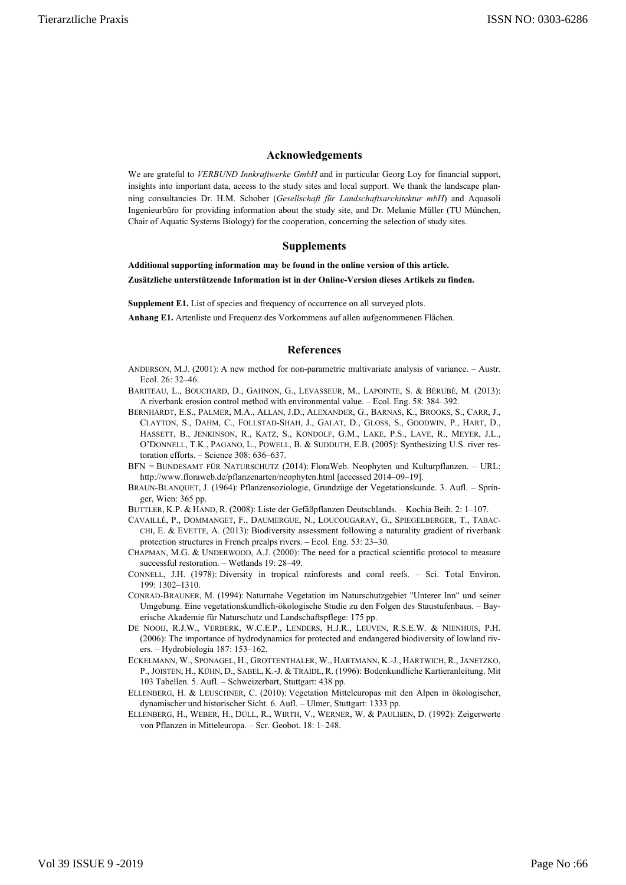## Acknowledgements

We are grateful to *VERBUND Innkraftwerke GmbH* and in particular Georg Loy for financial support, insights into important data, access to the study sites and local support. We thank the landscape planning consultancies Dr. H.M. Schober (*Gesellschaft für Landschaftsarchitektur mbH*) and Aquasoli Ingenieurbüro for providing information about the study site, and Dr. Melanie Müller (TU München, Chair of Aquatic Systems Biology) for the cooperation, concerning the selection of study sites.

## Supplements

**Additional supporting information may be found in the online version of this article.**

**Zusätzliche unterstützende Information ist in der Online-Version dieses Artikels zu finden.**

**Supplement E1.** List of species and frequency of occurrence on all surveyed plots.

**Anhang E1.** Artenliste und Frequenz des Vorkommens auf allen aufgenommenen Flächen.

## References

ANDERSON, M.J. (2001): A new method for non-parametric multivariate analysis of variance. – Austr. Ecol. 26: 32–46.

BARITEAU, L., BOUCHARD, D., GAHNON, G., LEVASSEUR, M., LAPOINTE, S. & BÉRUBÉ, M. (2013): A riverbank erosion control method with environmental value. – Ecol. Eng. 58: 384–392.

BERNHARDT, E.S., PALMER, M.A., ALLAN, J.D., ALEXANDER, G., BARNAS, K., BROOKS, S., CARR, J., CLAYTON, S., DAHM, C., FOLLSTAD-SHAH, J., GALAT, D., GLOSS, S., GOODWIN, P., HART, D., HASSETT, B., JENKINSON, R., KATZ, S., KONDOLF, G.M., LAKE, P.S., LAVE, R., MEYER, J.L., O'DONNELL, T.K., PAGANO, L., POWELL, B. & SUDDUTH, E.B. (2005): Synthesizing U.S. river restoration efforts. – Science 308: 636–637.

BFN = BUNDESAMT FÜR NATURSCHUTZ (2014): FloraWeb. Neophyten und Kulturpflanzen. – URL: http://www.floraweb.de/pflanzenarten/neophyten.html [accessed 2014–09–19].

BRAUN-BLANQUET, J. (1964): Pflanzensoziologie, Grundzüge der Vegetationskunde. 3. Aufl. – Springer, Wien: 365 pp.

BUTTLER, K.P. & HAND, R. (2008): Liste der Gefäßpflanzen Deutschlands. – Kochia Beih. 2: 1–107.

CAVAILLÉ, P., DOMMANGET, F., DAUMERGUE, N., LOUCOUGARAY, G., SPIEGELBERGER, T., TABACCHI, E. & EVETTE, A. (2013): Biodiversity assessment following a naturality gradient of riverbank protection structures in French prealps rivers. – Ecol. Eng. 53: 23–30.

CHAPMAN, M.G. & UNDERWOOD, A.J. (2000): The need for a practical scientific protocol to measure successful restoration. – Wetlands 19: 28–49.

CONNELL, J.H. (1978): Diversity in tropical rainforests and coral reefs. – Sci. Total Environ. 199: 1302–1310.

CONRAD-BRAUNER, M. (1994): Naturnahe Vegetation im Naturschutzgebiet "Unterer Inn" und seiner Umgebung. Eine vegetationskundlich-ökologische Studie zu den Folgen des Staustufenbaus. – Bayerische Akademie für Naturschutz und Landschaftspflege: 175 pp.

DE NOOIJ, R.J.W., VERBERK, W.C.E.P., LENDERS, H.J.R., LEUVEN, R.S.E.W. & NIENHUIS, P.H. (2006): The importance of hydrodynamics for protected and endangered biodiversity of lowland rivers. – Hydrobiologia 187: 153–162.

ECKELMANN, W., SPONAGEL, H., GROTTENTHALER, W., HARTMANN, K.-J., HARTWICH, R., JANETZKO, P., JOISTEN, H., KÜHN, D., SABEL, K.-J. & TRAIDL, R. (1996): Bodenkundliche Kartieranleitung. Mit 103 Tabellen. 5. Aufl. – Schweizerbart, Stuttgart: 438 pp.

ELLENBERG, H. & LEUSCHNER, C. (2010): Vegetation Mitteleuropas mit den Alpen in ökologischer, dynamischer und historischer Sicht. 6. Aufl. – Ulmer, Stuttgart: 1333 pp.

ELLENBERG, H., WEBER, H., DÜLL, R., WIRTH, V., WERNER, W. & PAULIßEN, D. (1992): Zeigerwerte von Pflanzen in Mitteleuropa. – Scr. Geobot. 18: 1–248.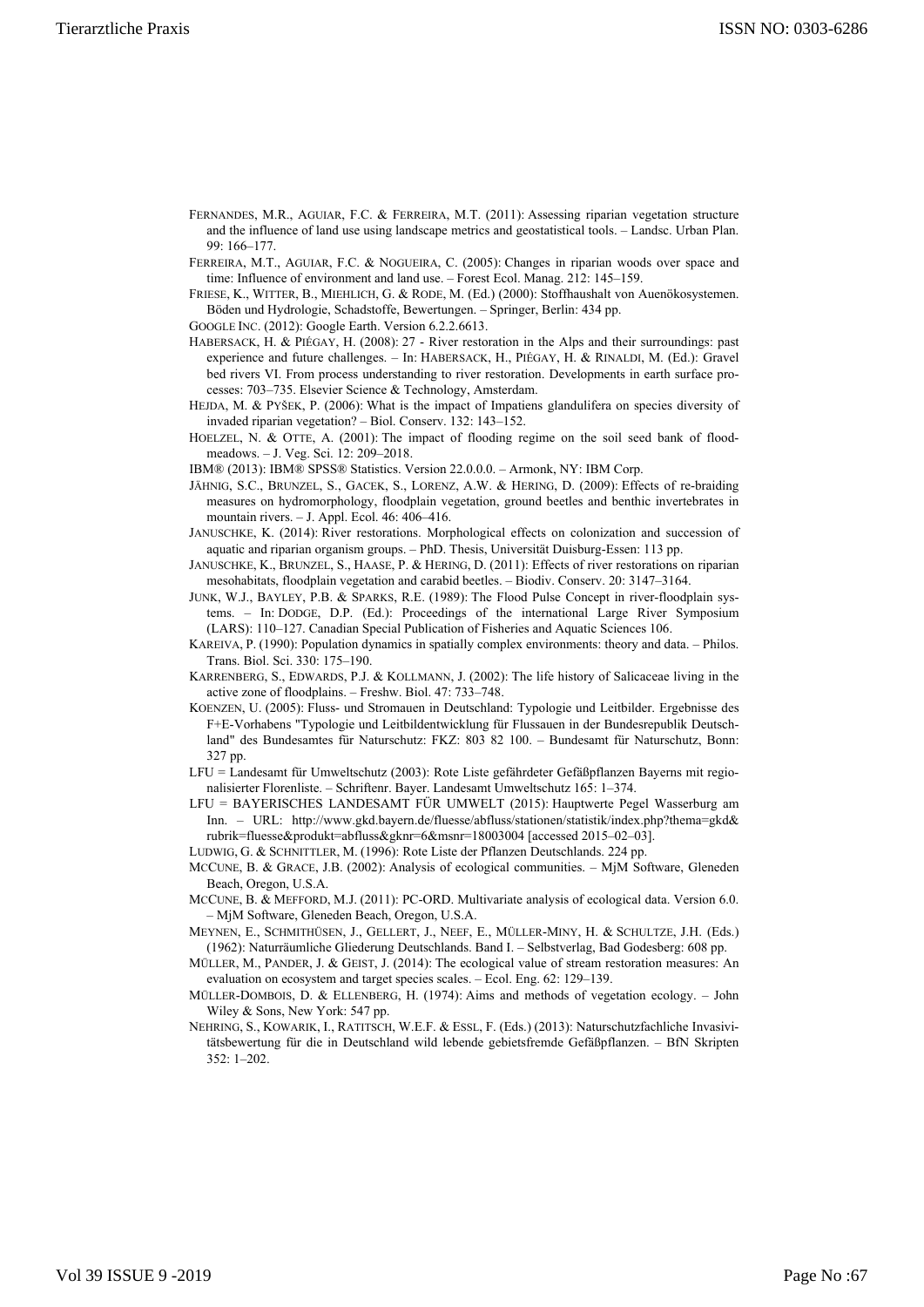FERNANDES, M.R., AGUIAR, F.C. & FERREIRA, M.T. (2011): Assessing riparian vegetation structure and the influence of land use using landscape metrics and geostatistical tools. – Landsc. Urban Plan. 99: 166–177.

FERREIRA, M.T., AGUIAR, F.C. & NOGUEIRA, C. (2005): Changes in riparian woods over space and time: Influence of environment and land use. – Forest Ecol. Manag. 212: 145–159.

FRIESE, K., WITTER, B., MIEHLICH, G. & RODE, M. (Ed.) (2000): Stoffhaushalt von Auenökosystemen. Böden und Hydrologie, Schadstoffe, Bewertungen. – Springer, Berlin: 434 pp.

GOOGLE INC. (2012): Google Earth. Version 6.2.2.6613.

HABERSACK, H. & PIÉGAY, H. (2008): 27 - River restoration in the Alps and their surroundings: past experience and future challenges. – In: HABERSACK, H., PIÉGAY, H. & RINALDI, M. (Ed.): Gravel bed rivers VI. From process understanding to river restoration. Developments in earth surface processes: 703–735. Elsevier Science & Technology, Amsterdam.

HEJDA, M. & PYŠEK, P. (2006): What is the impact of Impatiens glandulifera on species diversity of invaded riparian vegetation? – Biol. Conserv. 132: 143–152.

HOELZEL, N. & OTTE, A. (2001): The impact of flooding regime on the soil seed bank of flood-meadows. – J. Veg. Sci. 12: 209–2018.

IBM® (2013): IBM® SPSS® Statistics. Version 22.0.0.0. – Armonk, NY: IBM Corp.

JÄHNIG, S.C., BRUNZEL, S., GACEK, S., LORENZ, A.W. & HERING, D. (2009): Effects of re-braiding measures on hydromorphology, floodplain vegetation, ground beetles and benthic invertebrates in mountain rivers. – J. Appl. Ecol. 46: 406–416.

JANUSCHKE, K. (2014): River restorations. Morphological effects on colonization and succession of aquatic and riparian organism groups. – PhD. Thesis, Universität Duisburg-Essen: 113 pp.

JANUSCHKE, K., BRUNZEL, S., HAASE, P. & HERING, D. (2011): Effects of river restorations on riparian mesohabitats, floodplain vegetation and carabid beetles. – Biodiv. Conserv. 20: 3147–3164.

JUNK, W.J., BAYLEY, P.B. & SPARKS, R.E. (1989): The Flood Pulse Concept in river-floodplain systems. – In: DODGE, D.P. (Ed.): Proceedings of the international Large River Symposium (LARS): 110–127. Canadian Special Publication of Fisheries and Aquatic Sciences 106.

KAREIVA, P. (1990): Population dynamics in spatially complex environments: theory and data. – Philos. Trans. Biol. Sci. 330: 175–190.

KARRENBERG, S., EDWARDS, P.J. & KOLLMANN, J. (2002): The life history of Salicaceae living in the active zone of floodplains. – Freshw. Biol. 47: 733–748.

KOENZEN, U. (2005): Fluss- und Stromauen in Deutschland: Typologie und Leitbilder. Ergebnisse des F+E-Vorhabens "Typologie und Leitbildentwicklung für Flussauen in der Bundesrepublik Deutschland" des Bundesamtes für Naturschutz: FKZ: 803 82 100. – Bundesamt für Naturschutz, Bonn: 327 pp.

LFU = Landesamt für Umweltschutz (2003): Rote Liste gefährdeter Gefäßpflanzen Bayerns mit regionalisierter Florenliste. – Schriftenr. Bayer. Landesamt Umweltschutz 165: 1–374.

LFU = BAYERISCHES LANDESAMT FÜR UMWELT (2015): Hauptwerte Pegel Wasserburg am Inn. – URL: http://www.gkd.bayern.de/fluesse/abfluss/stationen/statistik/index.php?thema=gkd&rubrik=fluesse&produkt=abfluss&gknr=6&msnr=18003004 [accessed 2015–02–03].

LUDWIG, G. & SCHNITTLER, M. (1996): Rote Liste der Pflanzen Deutschlands. 224 pp.

MCCUNE, B. & GRACE, J.B. (2002): Analysis of ecological communities. – MjM Software, Gleneden Beach, Oregon, U.S.A.

MCCUNE, B. & MEFFORD, M.J. (2011): PC-ORD. Multivariate analysis of ecological data. Version 6.0. – MjM Software, Gleneden Beach, Oregon, U.S.A.

MEYNEN, E., SCHMITHÜSEN, J., GELLERT, J., NEEF, E., MÜLLER-MINY, H. & SCHULTZE, J.H. (Eds.) (1962): Naturräumliche Gliederung Deutschlands. Band I. – Selbstverlag, Bad Godesberg: 608 pp.

MÜLLER, M., PANDER, J. & GEIST, J. (2014): The ecological value of stream restoration measures: An evaluation on ecosystem and target species scales. – Ecol. Eng. 62: 129–139.

MÜLLER-DOMBOIS, D. & ELLENBERG, H. (1974): Aims and methods of vegetation ecology. – John Wiley & Sons, New York: 547 pp.

NEHRING, S., KOWARIK, I., RATITSCH, W.E.F. & ESSL, F. (Eds.) (2013): Naturschutzfachliche Invasivitätsbewertung für die in Deutschland wild lebende gebietsfremde Gefäßpflanzen. – BfN Skripten 352: 1–202.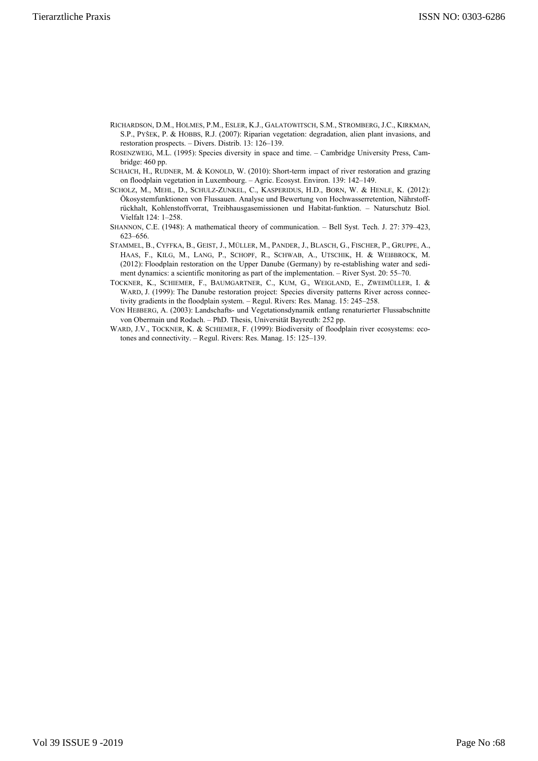RICHARDSON, D.M., HOLMES, P.M., ESLER, K.J., GALATOWITSCH, S.M., STROMBERG, J.C., KIRKMAN, S.P., PYŠEK, P. & HOBBS, R.J. (2007): Riparian vegetation: degradation, alien plant invasions, and restoration prospects. – Divers. Distrib. 13: 126–139.

ROSENZWEIG, M.L. (1995): Species diversity in space and time. – Cambridge University Press, Cambridge: 460 pp.

SCHAICH, H., RUDNER, M. & KONOLD, W. (2010): Short-term impact of river restoration and grazing on floodplain vegetation in Luxembourg. – Agric. Ecosyst. Environ. 139: 142–149.

SCHOLZ, M., MEHL, D., SCHULZ-ZUNKEL, C., KASPERIDUS, H.D., BORN, W. & HENLE, K. (2012): Ökosystemfunktionen von Flussauen. Analyse und Bewertung von Hochwasserretention, Nährstoffrückhalt, Kohlenstoffvorrat, Treibhausgasemissionen und Habitat-funktion. – Naturschutz Biol. Vielfalt 124: 1–258.

SHANNON, C.E. (1948): A mathematical theory of communication. – Bell Syst. Tech. J. 27: 379–423, 623–656.

STAMMEL, B., CYFFKA, B., GEIST, J., MÜLLER, M., PANDER, J., BLASCH, G., FISCHER, P., GRUPPE, A., HAAS, F., KILG, M., LANG, P., SCHOPF, R., SCHWAB, A., UTSCHIK, H. & WEIßBROCK, M. (2012): Floodplain restoration on the Upper Danube (Germany) by re-establishing water and sediment dynamics: a scientific monitoring as part of the implementation. – River Syst. 20: 55–70.

TOCKNER, K., SCHIEMER, F., BAUMGARTNER, C., KUM, G., WEIGLAND, E., ZWEIMÜLLER, I. & WARD, J. (1999): The Danube restoration project: Species diversity patterns River across connectivity gradients in the floodplain system. – Regul. Rivers: Res. Manag. 15: 245–258.

VON HEßBERG, A. (2003): Landschafts- und Vegetationsdynamik entlang renaturierter Flussabschnitte von Obermain und Rodach. – PhD. Thesis, Universität Bayreuth: 252 pp.

WARD, J.V., TOCKNER, K. & SCHIEMER, F. (1999): Biodiversity of floodplain river ecosystems: ecotones and connectivity. – Regul. Rivers: Res. Manag. 15: 125–139.